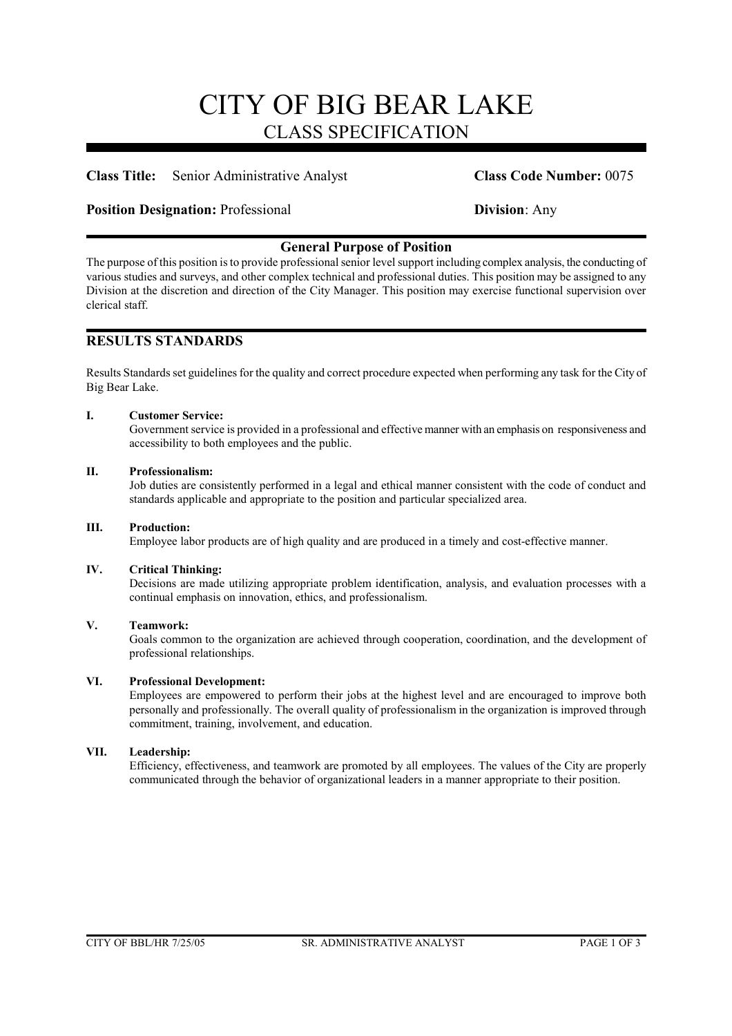# CITY OF BIG BEAR LAKE
## CLASS SPECIFICATION

**Class Title:** Senior Administrative Analyst **Class Code Number:** 0075

**Position Designation:** Professional **Division**: Any

### General Purpose of Position

The purpose of this position is to provide professional senior level support including complex analysis, the conducting of various studies and surveys, and other complex technical and professional duties. This position may be assigned to any Division at the discretion and direction of the City Manager. This position may exercise functional supervision over clerical staff.

## RESULTS STANDARDS

Results Standards set guidelines for the quality and correct procedure expected when performing any task for the City of Big Bear Lake.

**I. Customer Service:**
Government service is provided in a professional and effective manner with an emphasis on responsiveness and accessibility to both employees and the public.

**II. Professionalism:**
Job duties are consistently performed in a legal and ethical manner consistent with the code of conduct and standards applicable and appropriate to the position and particular specialized area.

**III. Production:**
Employee labor products are of high quality and are produced in a timely and cost-effective manner.

**IV. Critical Thinking:**
Decisions are made utilizing appropriate problem identification, analysis, and evaluation processes with a continual emphasis on innovation, ethics, and professionalism.

**V. Teamwork:**
Goals common to the organization are achieved through cooperation, coordination, and the development of professional relationships.

**VI. Professional Development:**
Employees are empowered to perform their jobs at the highest level and are encouraged to improve both personally and professionally. The overall quality of professionalism in the organization is improved through commitment, training, involvement, and education.

**VII. Leadership:**
Efficiency, effectiveness, and teamwork are promoted by all employees. The values of the City are properly communicated through the behavior of organizational leaders in a manner appropriate to their position.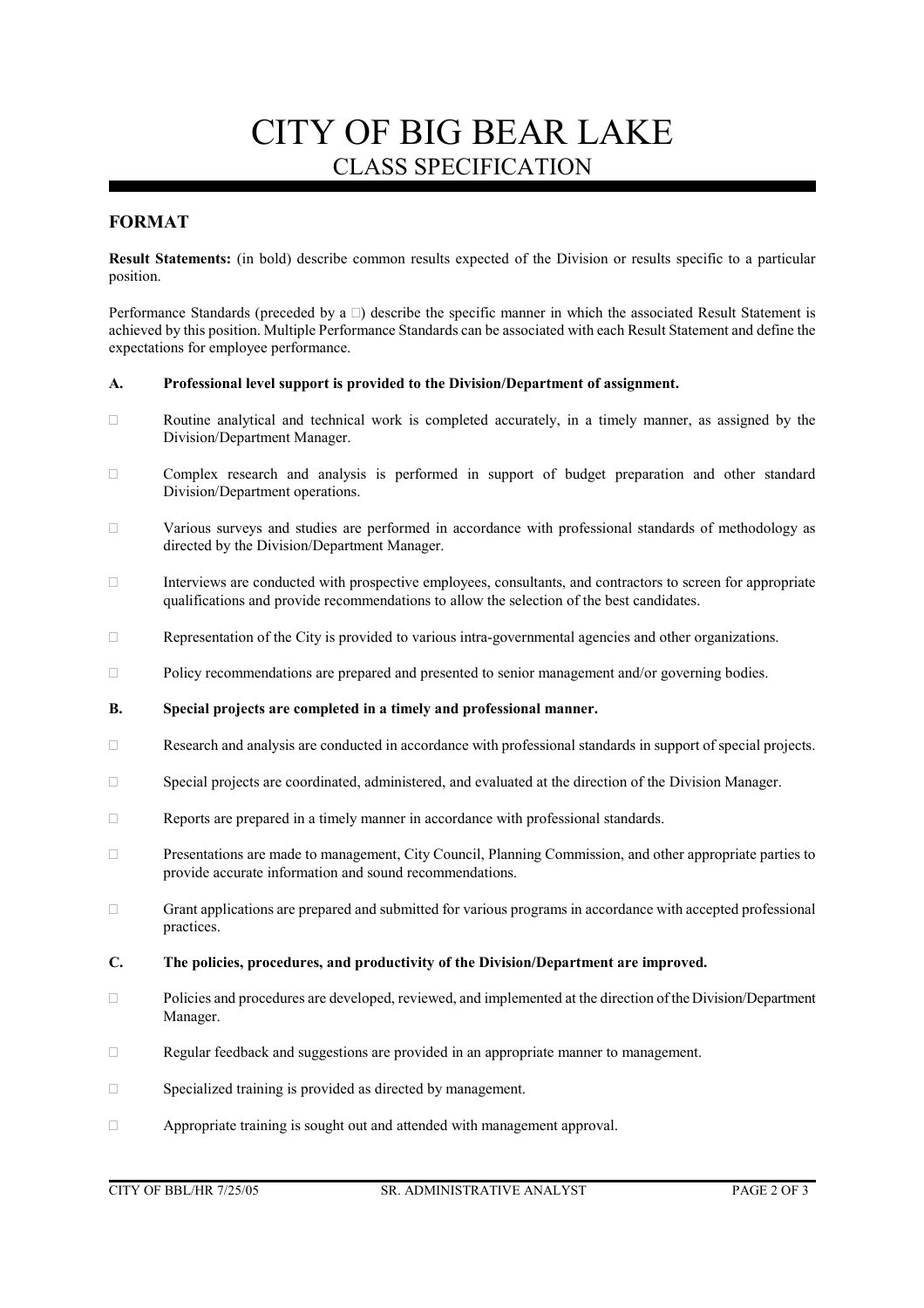# CITY OF BIG BEAR LAKE

## CLASS SPECIFICATION

### FORMAT

**Result Statements:** (in bold) describe common results expected of the Division or results specific to a particular position.

Performance Standards (preceded by a □) describe the specific manner in which the associated Result Statement is achieved by this position. Multiple Performance Standards can be associated with each Result Statement and define the expectations for employee performance.

**A. Professional level support is provided to the Division/Department of assignment.**

- □ Routine analytical and technical work is completed accurately, in a timely manner, as assigned by the Division/Department Manager.
- □ Complex research and analysis is performed in support of budget preparation and other standard Division/Department operations.
- □ Various surveys and studies are performed in accordance with professional standards of methodology as directed by the Division/Department Manager.
- □ Interviews are conducted with prospective employees, consultants, and contractors to screen for appropriate qualifications and provide recommendations to allow the selection of the best candidates.
- □ Representation of the City is provided to various intra-governmental agencies and other organizations.
- □ Policy recommendations are prepared and presented to senior management and/or governing bodies.

**B. Special projects are completed in a timely and professional manner.**

- □ Research and analysis are conducted in accordance with professional standards in support of special projects.
- □ Special projects are coordinated, administered, and evaluated at the direction of the Division Manager.
- □ Reports are prepared in a timely manner in accordance with professional standards.
- □ Presentations are made to management, City Council, Planning Commission, and other appropriate parties to provide accurate information and sound recommendations.
- □ Grant applications are prepared and submitted for various programs in accordance with accepted professional practices.

**C. The policies, procedures, and productivity of the Division/Department are improved.**

- □ Policies and procedures are developed, reviewed, and implemented at the direction of the Division/Department Manager.
- □ Regular feedback and suggestions are provided in an appropriate manner to management.
- □ Specialized training is provided as directed by management.
- □ Appropriate training is sought out and attended with management approval.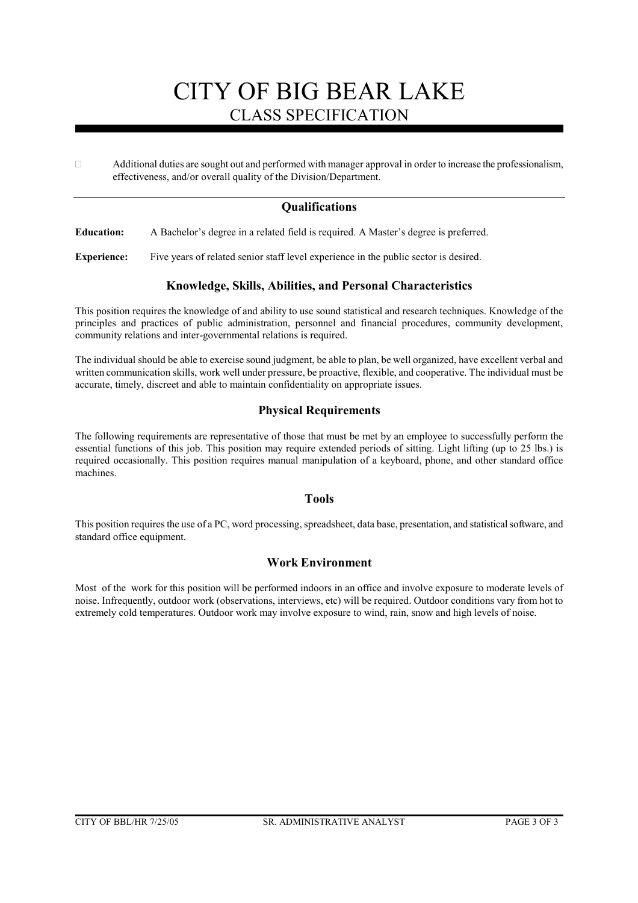- Additional duties are sought out and performed with manager approval in order to increase the professionalism, effectiveness, and/or overall quality of the Division/Department.

## Qualifications

**Education:** A Bachelor's degree in a related field is required. A Master's degree is preferred.

**Experience:** Five years of related senior staff level experience in the public sector is desired.

## Knowledge, Skills, Abilities, and Personal Characteristics

This position requires the knowledge of and ability to use sound statistical and research techniques. Knowledge of the principles and practices of public administration, personnel and financial procedures, community development, community relations and inter-governmental relations is required.

The individual should be able to exercise sound judgment, be able to plan, be well organized, have excellent verbal and written communication skills, work well under pressure, be proactive, flexible, and cooperative. The individual must be accurate, timely, discreet and able to maintain confidentiality on appropriate issues.

## Physical Requirements

The following requirements are representative of those that must be met by an employee to successfully perform the essential functions of this job. This position may require extended periods of sitting. Light lifting (up to 25 lbs.) is required occasionally. This position requires manual manipulation of a keyboard, phone, and other standard office machines.

## Tools

This position requires the use of a PC, word processing, spreadsheet, data base, presentation, and statistical software, and standard office equipment.

## Work Environment

Most of the work for this position will be performed indoors in an office and involve exposure to moderate levels of noise. Infrequently, outdoor work (observations, interviews, etc) will be required. Outdoor conditions vary from hot to extremely cold temperatures. Outdoor work may involve exposure to wind, rain, snow and high levels of noise.